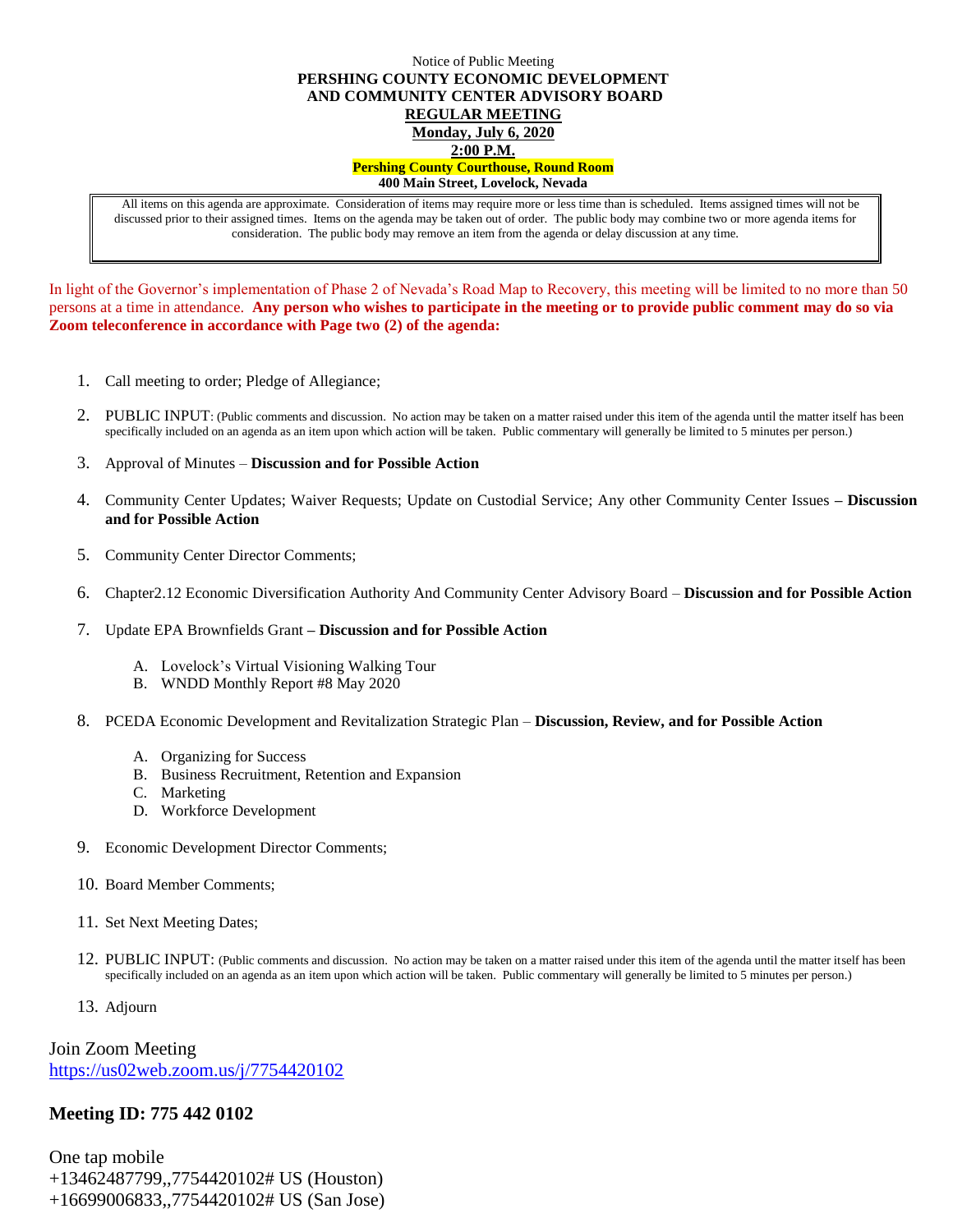Notice of Public Meeting

**PERSHING COUNTY ECONOMIC DEVELOPMENT AND COMMUNITY CENTER ADVISORY BOARD**

**REGULAR MEETING**

**Monday, July 6, 2020**

**2:00 P.M.**

**Pershing County Courthouse, Round Room**

**400 Main Street, Lovelock, Nevada**

All items on this agenda are approximate. Consideration of items may require more or less time than is scheduled. Items assigned times will not be discussed prior to their assigned times. Items on the agenda may be taken out of order. The public body may combine two or more agenda items for consideration. The public body may remove an item from the agenda or delay discussion at any time.

In light of the Governor's implementation of Phase 2 of Nevada's Road Map to Recovery, this meeting will be limited to no more than 50 persons at a time in attendance. **Any person who wishes to participate in the meeting or to provide public comment may do so via Zoom teleconference in accordance with Page two (2) of the agenda:**

1. Call meeting to order; Pledge of Allegiance;
2. PUBLIC INPUT: (Public comments and discussion. No action may be taken on a matter raised under this item of the agenda until the matter itself has been specifically included on an agenda as an item upon which action will be taken. Public commentary will generally be limited to 5 minutes per person.)
3. Approval of Minutes – **Discussion and for Possible Action**
4. Community Center Updates; Waiver Requests; Update on Custodial Service; Any other Community Center Issues **– Discussion and for Possible Action**
5. Community Center Director Comments;
6. Chapter2.12 Economic Diversification Authority And Community Center Advisory Board – **Discussion and for Possible Action**
7. Update EPA Brownfields Grant **– Discussion and for Possible Action**
   - A. Lovelock's Virtual Visioning Walking Tour
   - B. WNDD Monthly Report #8 May 2020
8. PCEDA Economic Development and Revitalization Strategic Plan – **Discussion, Review, and for Possible Action**
   - A. Organizing for Success
   - B. Business Recruitment, Retention and Expansion
   - C. Marketing
   - D. Workforce Development
9. Economic Development Director Comments;
10. Board Member Comments;
11. Set Next Meeting Dates;
12. PUBLIC INPUT: (Public comments and discussion. No action may be taken on a matter raised under this item of the agenda until the matter itself has been specifically included on an agenda as an item upon which action will be taken. Public commentary will generally be limited to 5 minutes per person.)
13. Adjourn

Join Zoom Meeting
https://us02web.zoom.us/j/7754420102

**Meeting ID: 775 442 0102**

One tap mobile
+13462487799,,7754420102# US (Houston)
+16699006833,,7754420102# US (San Jose)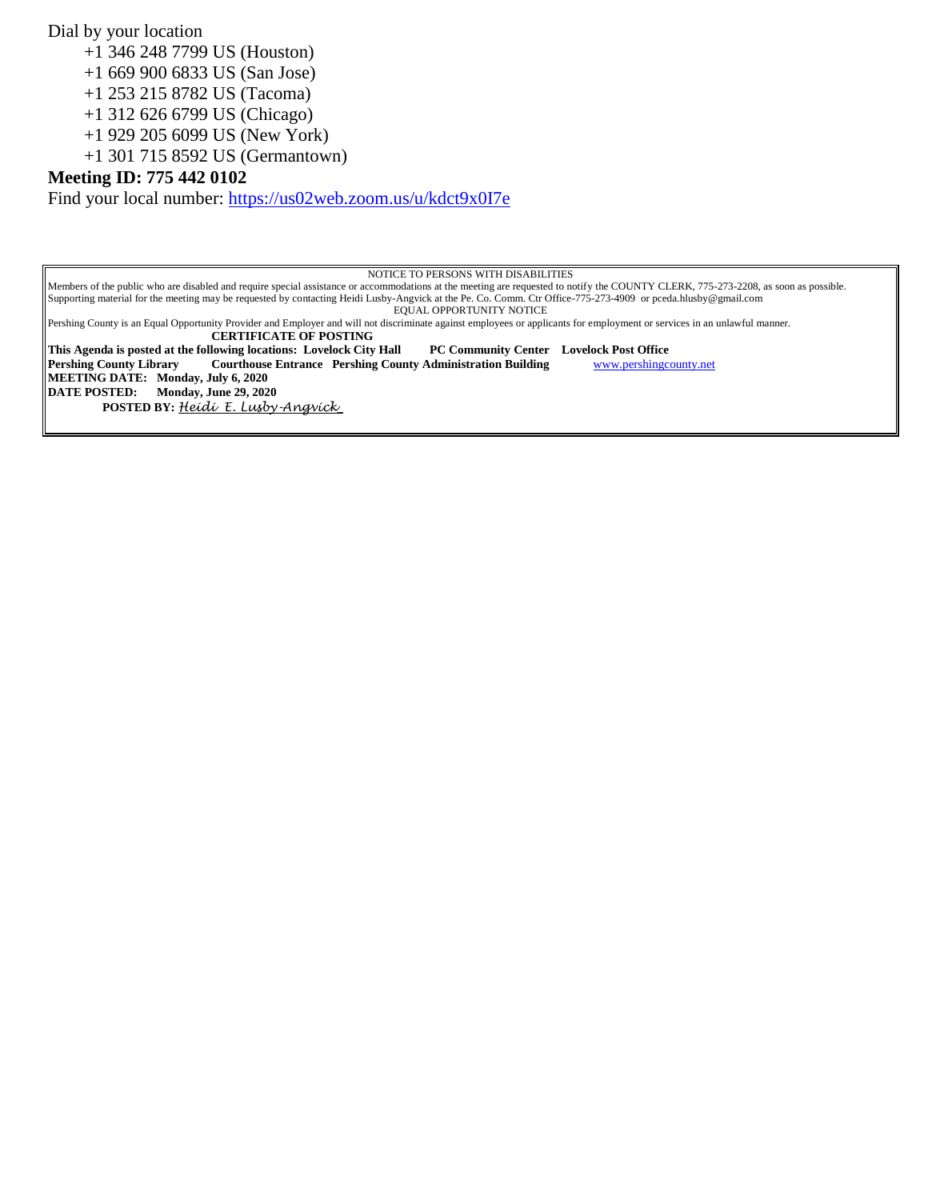Dial by your location

+1 346 248 7799 US (Houston)
+1 669 900 6833 US (San Jose)
+1 253 215 8782 US (Tacoma)
+1 312 626 6799 US (Chicago)
+1 929 205 6099 US (New York)
+1 301 715 8592 US (Germantown)

**Meeting ID: 775 442 0102**

Find your local number: https://us02web.zoom.us/u/kdct9x0I7e

NOTICE TO PERSONS WITH DISABILITIES

Members of the public who are disabled and require special assistance or accommodations at the meeting are requested to notify the COUNTY CLERK, 775-273-2208, as soon as possible. Supporting material for the meeting may be requested by contacting Heidi Lusby-Angvick at the Pe. Co. Comm. Ctr Office-775-273-4909 or pceda.hlusby@gmail.com

EQUAL OPPORTUNITY NOTICE

Pershing County is an Equal Opportunity Provider and Employer and will not discriminate against employees or applicants for employment or services in an unlawful manner.

**CERTIFICATE OF POSTING**

**This Agenda is posted at the following locations: Lovelock City Hall PC Community Center Lovelock Post Office**
**Pershing County Library Courthouse Entrance Pershing County Administration Building** www.pershingcounty.net

**MEETING DATE: Monday, July 6, 2020**
**DATE POSTED: Monday, June 29, 2020**
**POSTED BY:** *Heidi E. Lusby-Angvick*